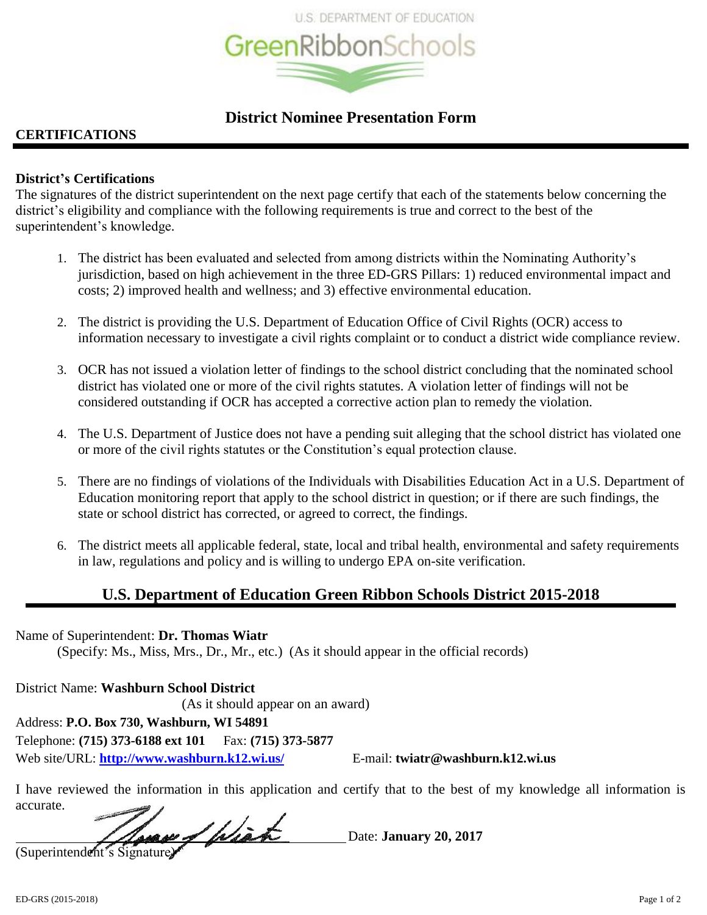U.S. DEPARTMENT OF EDUCATION
GreenRibbonSchools

# District Nominee Presentation Form

## CERTIFICATIONS

**District's Certifications**
The signatures of the district superintendent on the next page certify that each of the statements below concerning the district's eligibility and compliance with the following requirements is true and correct to the best of the superintendent's knowledge.

1. The district has been evaluated and selected from among districts within the Nominating Authority's jurisdiction, based on high achievement in the three ED-GRS Pillars: 1) reduced environmental impact and costs; 2) improved health and wellness; and 3) effective environmental education.

2. The district is providing the U.S. Department of Education Office of Civil Rights (OCR) access to information necessary to investigate a civil rights complaint or to conduct a district wide compliance review.

3. OCR has not issued a violation letter of findings to the school district concluding that the nominated school district has violated one or more of the civil rights statutes. A violation letter of findings will not be considered outstanding if OCR has accepted a corrective action plan to remedy the violation.

4. The U.S. Department of Justice does not have a pending suit alleging that the school district has violated one or more of the civil rights statutes or the Constitution's equal protection clause.

5. There are no findings of violations of the Individuals with Disabilities Education Act in a U.S. Department of Education monitoring report that apply to the school district in question; or if there are such findings, the state or school district has corrected, or agreed to correct, the findings.

6. The district meets all applicable federal, state, local and tribal health, environmental and safety requirements in law, regulations and policy and is willing to undergo EPA on-site verification.

## U.S. Department of Education Green Ribbon Schools District 2015-2018

Name of Superintendent: **Dr. Thomas Wiatr**
(Specify: Ms., Miss, Mrs., Dr., Mr., etc.) (As it should appear in the official records)

District Name: **Washburn School District**
(As it should appear on an award)
Address: **P.O. Box 730, Washburn, WI 54891**
Telephone: **(715) 373-6188 ext 101** Fax: **(715) 373-5877**
Web site/URL: **http://www.washburn.k12.wi.us/** E-mail: **twiatr@washburn.k12.wi.us**

I have reviewed the information in this application and certify that to the best of my knowledge all information is accurate.

_______________________________ Date: **January 20, 2017**
(Superintendent's Signature)

ED-GRS (2015-2018)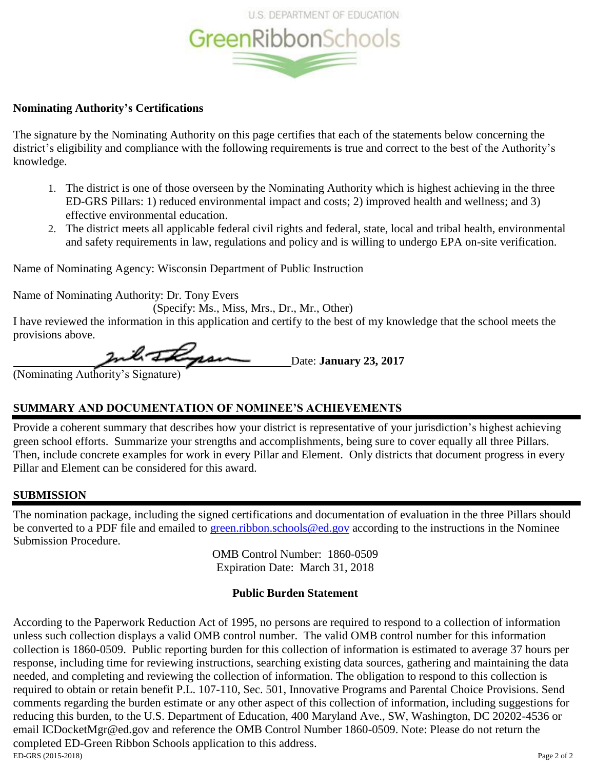U.S. DEPARTMENT OF EDUCATION

GreenRibbonSchools

**Nominating Authority's Certifications**

The signature by the Nominating Authority on this page certifies that each of the statements below concerning the district's eligibility and compliance with the following requirements is true and correct to the best of the Authority's knowledge.

1. The district is one of those overseen by the Nominating Authority which is highest achieving in the three ED-GRS Pillars: 1) reduced environmental impact and costs; 2) improved health and wellness; and 3) effective environmental education.
2. The district meets all applicable federal civil rights and federal, state, local and tribal health, environmental and safety requirements in law, regulations and policy and is willing to undergo EPA on-site verification.

Name of Nominating Agency: Wisconsin Department of Public Instruction

Name of Nominating Authority: Dr. Tony Evers

(Specify: Ms., Miss, Mrs., Dr., Mr., Other)

I have reviewed the information in this application and certify to the best of my knowledge that the school meets the provisions above.

\_\_\_\_\_\_\_\_\_\_\_\_\_\_\_\_\_\_\_\_\_\_\_\_\_\_\_\_\_\_\_\_ Date: **January 23, 2017**

(Nominating Authority's Signature)

## SUMMARY AND DOCUMENTATION OF NOMINEE'S ACHIEVEMENTS

Provide a coherent summary that describes how your district is representative of your jurisdiction's highest achieving green school efforts. Summarize your strengths and accomplishments, being sure to cover equally all three Pillars. Then, include concrete examples for work in every Pillar and Element. Only districts that document progress in every Pillar and Element can be considered for this award.

## SUBMISSION

The nomination package, including the signed certifications and documentation of evaluation in the three Pillars should be converted to a PDF file and emailed to green.ribbon.schools@ed.gov according to the instructions in the Nominee Submission Procedure.

OMB Control Number: 1860-0509
Expiration Date: March 31, 2018

**Public Burden Statement**

According to the Paperwork Reduction Act of 1995, no persons are required to respond to a collection of information unless such collection displays a valid OMB control number. The valid OMB control number for this information collection is 1860-0509. Public reporting burden for this collection of information is estimated to average 37 hours per response, including time for reviewing instructions, searching existing data sources, gathering and maintaining the data needed, and completing and reviewing the collection of information. The obligation to respond to this collection is required to obtain or retain benefit P.L. 107-110, Sec. 501, Innovative Programs and Parental Choice Provisions. Send comments regarding the burden estimate or any other aspect of this collection of information, including suggestions for reducing this burden, to the U.S. Department of Education, 400 Maryland Ave., SW, Washington, DC 20202-4536 or email ICDocketMgr@ed.gov and reference the OMB Control Number 1860-0509. Note: Please do not return the completed ED-Green Ribbon Schools application to this address.

ED-GRS (2015-2018)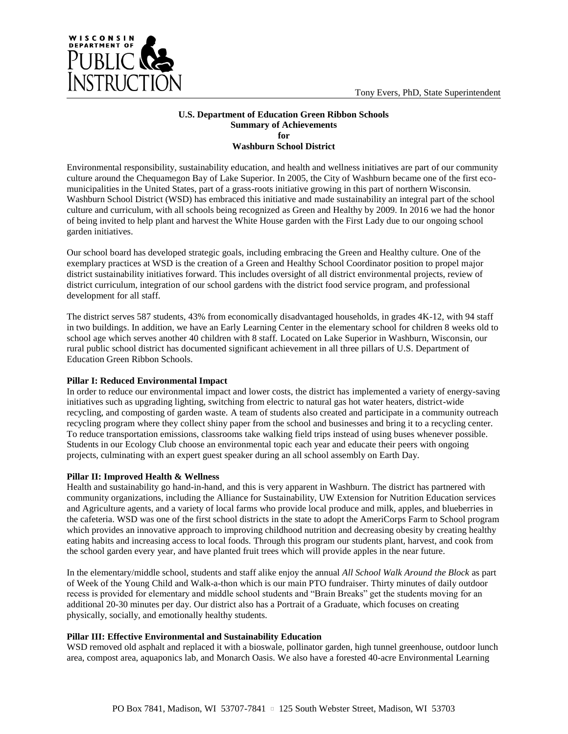Tony Evers, PhD, State Superintendent

**U.S. Department of Education Green Ribbon Schools**
**Summary of Achievements**
**for**
**Washburn School District**

Environmental responsibility, sustainability education, and health and wellness initiatives are part of our community culture around the Chequamegon Bay of Lake Superior. In 2005, the City of Washburn became one of the first eco-municipalities in the United States, part of a grass-roots initiative growing in this part of northern Wisconsin. Washburn School District (WSD) has embraced this initiative and made sustainability an integral part of the school culture and curriculum, with all schools being recognized as Green and Healthy by 2009. In 2016 we had the honor of being invited to help plant and harvest the White House garden with the First Lady due to our ongoing school garden initiatives.

Our school board has developed strategic goals, including embracing the Green and Healthy culture. One of the exemplary practices at WSD is the creation of a Green and Healthy School Coordinator position to propel major district sustainability initiatives forward. This includes oversight of all district environmental projects, review of district curriculum, integration of our school gardens with the district food service program, and professional development for all staff.

The district serves 587 students, 43% from economically disadvantaged households, in grades 4K-12, with 94 staff in two buildings. In addition, we have an Early Learning Center in the elementary school for children 8 weeks old to school age which serves another 40 children with 8 staff. Located on Lake Superior in Washburn, Wisconsin, our rural public school district has documented significant achievement in all three pillars of U.S. Department of Education Green Ribbon Schools.

**Pillar I: Reduced Environmental Impact**

In order to reduce our environmental impact and lower costs, the district has implemented a variety of energy-saving initiatives such as upgrading lighting, switching from electric to natural gas hot water heaters, district-wide recycling, and composting of garden waste. A team of students also created and participate in a community outreach recycling program where they collect shiny paper from the school and businesses and bring it to a recycling center. To reduce transportation emissions, classrooms take walking field trips instead of using buses whenever possible. Students in our Ecology Club choose an environmental topic each year and educate their peers with ongoing projects, culminating with an expert guest speaker during an all school assembly on Earth Day.

**Pillar II: Improved Health & Wellness**

Health and sustainability go hand-in-hand, and this is very apparent in Washburn. The district has partnered with community organizations, including the Alliance for Sustainability, UW Extension for Nutrition Education services and Agriculture agents, and a variety of local farms who provide local produce and milk, apples, and blueberries in the cafeteria. WSD was one of the first school districts in the state to adopt the AmeriCorps Farm to School program which provides an innovative approach to improving childhood nutrition and decreasing obesity by creating healthy eating habits and increasing access to local foods. Through this program our students plant, harvest, and cook from the school garden every year, and have planted fruit trees which will provide apples in the near future.

In the elementary/middle school, students and staff alike enjoy the annual *All School Walk Around the Block* as part of Week of the Young Child and Walk-a-thon which is our main PTO fundraiser. Thirty minutes of daily outdoor recess is provided for elementary and middle school students and "Brain Breaks" get the students moving for an additional 20-30 minutes per day. Our district also has a Portrait of a Graduate, which focuses on creating physically, socially, and emotionally healthy students.

**Pillar III: Effective Environmental and Sustainability Education**

WSD removed old asphalt and replaced it with a bioswale, pollinator garden, high tunnel greenhouse, outdoor lunch area, compost area, aquaponics lab, and Monarch Oasis. We also have a forested 40-acre Environmental Learning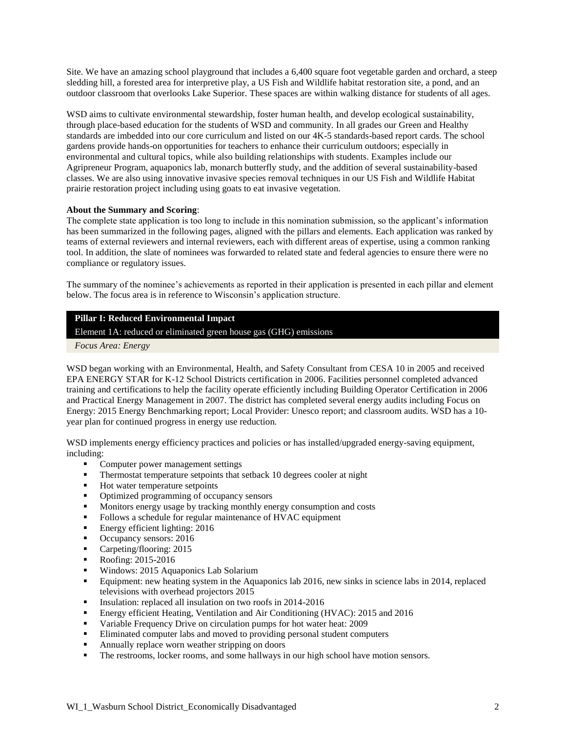Site. We have an amazing school playground that includes a 6,400 square foot vegetable garden and orchard, a steep sledding hill, a forested area for interpretive play, a US Fish and Wildlife habitat restoration site, a pond, and an outdoor classroom that overlooks Lake Superior. These spaces are within walking distance for students of all ages.

WSD aims to cultivate environmental stewardship, foster human health, and develop ecological sustainability, through place-based education for the students of WSD and community. In all grades our Green and Healthy standards are imbedded into our core curriculum and listed on our 4K-5 standards-based report cards. The school gardens provide hands-on opportunities for teachers to enhance their curriculum outdoors; especially in environmental and cultural topics, while also building relationships with students. Examples include our Agripreneur Program, aquaponics lab, monarch butterfly study, and the addition of several sustainability-based classes. We are also using innovative invasive species removal techniques in our US Fish and Wildlife Habitat prairie restoration project including using goats to eat invasive vegetation.

**About the Summary and Scoring**:

The complete state application is too long to include in this nomination submission, so the applicant's information has been summarized in the following pages, aligned with the pillars and elements. Each application was ranked by teams of external reviewers and internal reviewers, each with different areas of expertise, using a common ranking tool. In addition, the slate of nominees was forwarded to related state and federal agencies to ensure there were no compliance or regulatory issues.

The summary of the nominee's achievements as reported in their application is presented in each pillar and element below. The focus area is in reference to Wisconsin's application structure.

## Pillar I: Reduced Environmental Impact

### Element 1A: reduced or eliminated green house gas (GHG) emissions

*Focus Area: Energy*

WSD began working with an Environmental, Health, and Safety Consultant from CESA 10 in 2005 and received EPA ENERGY STAR for K-12 School Districts certification in 2006. Facilities personnel completed advanced training and certifications to help the facility operate efficiently including Building Operator Certification in 2006 and Practical Energy Management in 2007. The district has completed several energy audits including Focus on Energy: 2015 Energy Benchmarking report; Local Provider: Unesco report; and classroom audits. WSD has a 10-year plan for continued progress in energy use reduction.

WSD implements energy efficiency practices and policies or has installed/upgraded energy-saving equipment, including:

- Computer power management settings
- Thermostat temperature setpoints that setback 10 degrees cooler at night
- Hot water temperature setpoints
- Optimized programming of occupancy sensors
- Monitors energy usage by tracking monthly energy consumption and costs
- Follows a schedule for regular maintenance of HVAC equipment
- Energy efficient lighting: 2016
- Occupancy sensors: 2016
- Carpeting/flooring: 2015
- Roofing: 2015-2016
- Windows: 2015 Aquaponics Lab Solarium
- Equipment: new heating system in the Aquaponics lab 2016, new sinks in science labs in 2014, replaced televisions with overhead projectors 2015
- Insulation: replaced all insulation on two roofs in 2014-2016
- Energy efficient Heating, Ventilation and Air Conditioning (HVAC): 2015 and 2016
- Variable Frequency Drive on circulation pumps for hot water heat: 2009
- Eliminated computer labs and moved to providing personal student computers
- Annually replace worn weather stripping on doors
- The restrooms, locker rooms, and some hallways in our high school have motion sensors.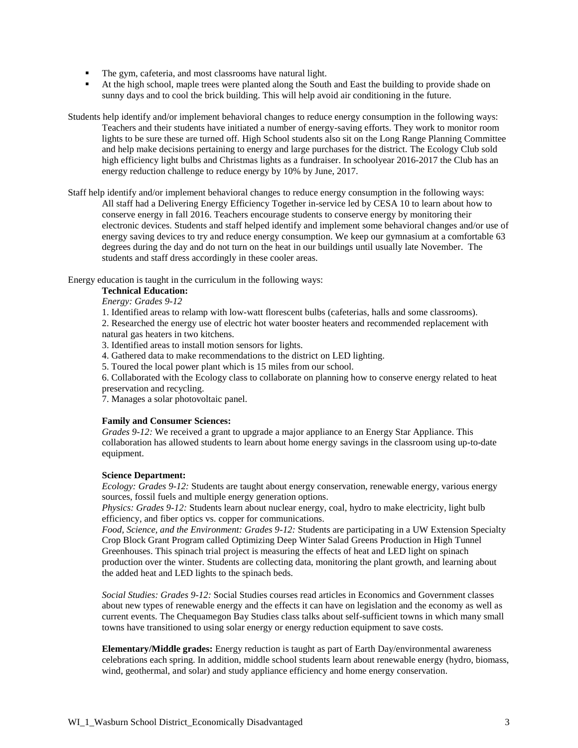- The gym, cafeteria, and most classrooms have natural light.
- At the high school, maple trees were planted along the South and East the building to provide shade on sunny days and to cool the brick building. This will help avoid air conditioning in the future.

Students help identify and/or implement behavioral changes to reduce energy consumption in the following ways:

Teachers and their students have initiated a number of energy-saving efforts. They work to monitor room lights to be sure these are turned off. High School students also sit on the Long Range Planning Committee and help make decisions pertaining to energy and large purchases for the district. The Ecology Club sold high efficiency light bulbs and Christmas lights as a fundraiser. In schoolyear 2016-2017 the Club has an energy reduction challenge to reduce energy by 10% by June, 2017.

Staff help identify and/or implement behavioral changes to reduce energy consumption in the following ways:

All staff had a Delivering Energy Efficiency Together in-service led by CESA 10 to learn about how to conserve energy in fall 2016. Teachers encourage students to conserve energy by monitoring their electronic devices. Students and staff helped identify and implement some behavioral changes and/or use of energy saving devices to try and reduce energy consumption. We keep our gymnasium at a comfortable 63 degrees during the day and do not turn on the heat in our buildings until usually late November. The students and staff dress accordingly in these cooler areas.

Energy education is taught in the curriculum in the following ways:

**Technical Education:**

*Energy: Grades 9-12*

1. Identified areas to relamp with low-watt florescent bulbs (cafeterias, halls and some classrooms).
2. Researched the energy use of electric hot water booster heaters and recommended replacement with natural gas heaters in two kitchens.
3. Identified areas to install motion sensors for lights.
4. Gathered data to make recommendations to the district on LED lighting.
5. Toured the local power plant which is 15 miles from our school.
6. Collaborated with the Ecology class to collaborate on planning how to conserve energy related to heat preservation and recycling.
7. Manages a solar photovoltaic panel.

**Family and Consumer Sciences:**

*Grades 9-12:* We received a grant to upgrade a major appliance to an Energy Star Appliance. This collaboration has allowed students to learn about home energy savings in the classroom using up-to-date equipment.

**Science Department:**

*Ecology: Grades 9-12:* Students are taught about energy conservation, renewable energy, various energy sources, fossil fuels and multiple energy generation options.

*Physics: Grades 9-12:* Students learn about nuclear energy, coal, hydro to make electricity, light bulb efficiency, and fiber optics vs. copper for communications.

*Food, Science, and the Environment: Grades 9-12:* Students are participating in a UW Extension Specialty Crop Block Grant Program called Optimizing Deep Winter Salad Greens Production in High Tunnel Greenhouses. This spinach trial project is measuring the effects of heat and LED light on spinach production over the winter. Students are collecting data, monitoring the plant growth, and learning about the added heat and LED lights to the spinach beds.

*Social Studies: Grades 9-12:* Social Studies courses read articles in Economics and Government classes about new types of renewable energy and the effects it can have on legislation and the economy as well as current events. The Chequamegon Bay Studies class talks about self-sufficient towns in which many small towns have transitioned to using solar energy or energy reduction equipment to save costs.

**Elementary/Middle grades:** Energy reduction is taught as part of Earth Day/environmental awareness celebrations each spring. In addition, middle school students learn about renewable energy (hydro, biomass, wind, geothermal, and solar) and study appliance efficiency and home energy conservation.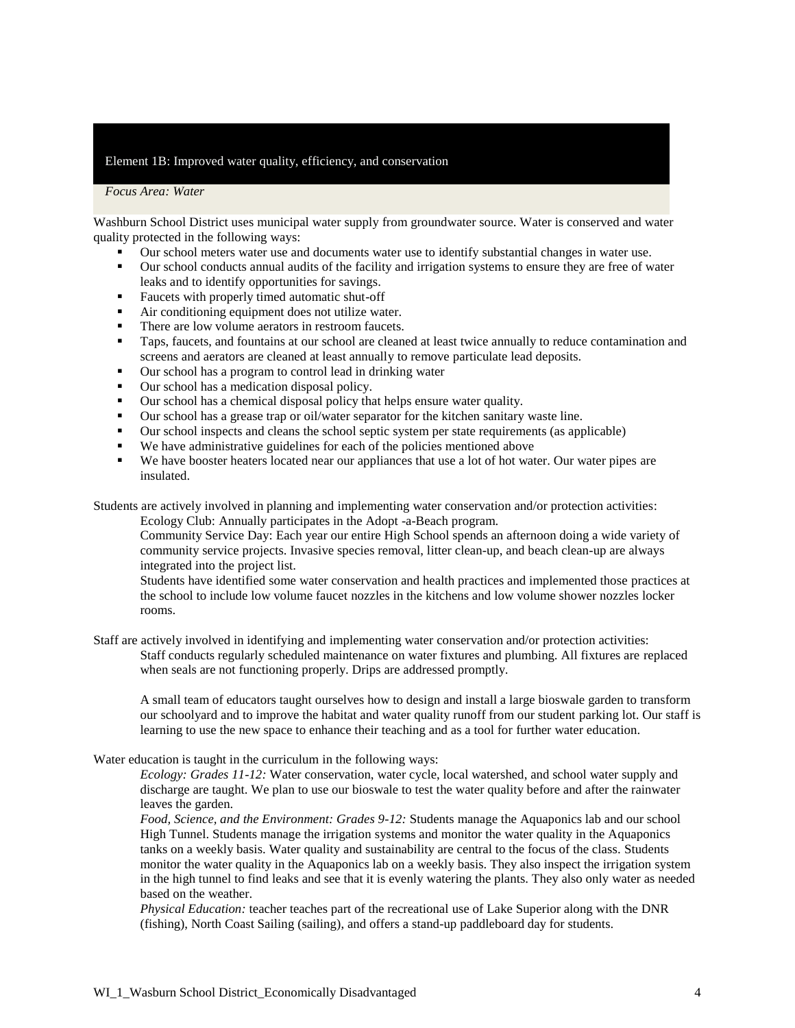## Element 1B: Improved water quality, efficiency, and conservation

*Focus Area: Water*

Washburn School District uses municipal water supply from groundwater source. Water is conserved and water quality protected in the following ways:

- Our school meters water use and documents water use to identify substantial changes in water use.
- Our school conducts annual audits of the facility and irrigation systems to ensure they are free of water leaks and to identify opportunities for savings.
- Faucets with properly timed automatic shut-off
- Air conditioning equipment does not utilize water.
- There are low volume aerators in restroom faucets.
- Taps, faucets, and fountains at our school are cleaned at least twice annually to reduce contamination and screens and aerators are cleaned at least annually to remove particulate lead deposits.
- Our school has a program to control lead in drinking water
- Our school has a medication disposal policy.
- Our school has a chemical disposal policy that helps ensure water quality.
- Our school has a grease trap or oil/water separator for the kitchen sanitary waste line.
- Our school inspects and cleans the school septic system per state requirements (as applicable)
- We have administrative guidelines for each of the policies mentioned above
- We have booster heaters located near our appliances that use a lot of hot water. Our water pipes are insulated.

Students are actively involved in planning and implementing water conservation and/or protection activities:

Ecology Club: Annually participates in the Adopt -a-Beach program.

Community Service Day: Each year our entire High School spends an afternoon doing a wide variety of community service projects. Invasive species removal, litter clean-up, and beach clean-up are always integrated into the project list.

Students have identified some water conservation and health practices and implemented those practices at the school to include low volume faucet nozzles in the kitchens and low volume shower nozzles locker rooms.

Staff are actively involved in identifying and implementing water conservation and/or protection activities:

Staff conducts regularly scheduled maintenance on water fixtures and plumbing. All fixtures are replaced when seals are not functioning properly. Drips are addressed promptly.

A small team of educators taught ourselves how to design and install a large bioswale garden to transform our schoolyard and to improve the habitat and water quality runoff from our student parking lot. Our staff is learning to use the new space to enhance their teaching and as a tool for further water education.

Water education is taught in the curriculum in the following ways:

*Ecology: Grades 11-12:* Water conservation, water cycle, local watershed, and school water supply and discharge are taught. We plan to use our bioswale to test the water quality before and after the rainwater leaves the garden.

*Food, Science, and the Environment: Grades 9-12:* Students manage the Aquaponics lab and our school High Tunnel. Students manage the irrigation systems and monitor the water quality in the Aquaponics tanks on a weekly basis. Water quality and sustainability are central to the focus of the class. Students monitor the water quality in the Aquaponics lab on a weekly basis. They also inspect the irrigation system in the high tunnel to find leaks and see that it is evenly watering the plants. They also only water as needed based on the weather.

*Physical Education:* teacher teaches part of the recreational use of Lake Superior along with the DNR (fishing), North Coast Sailing (sailing), and offers a stand-up paddleboard day for students.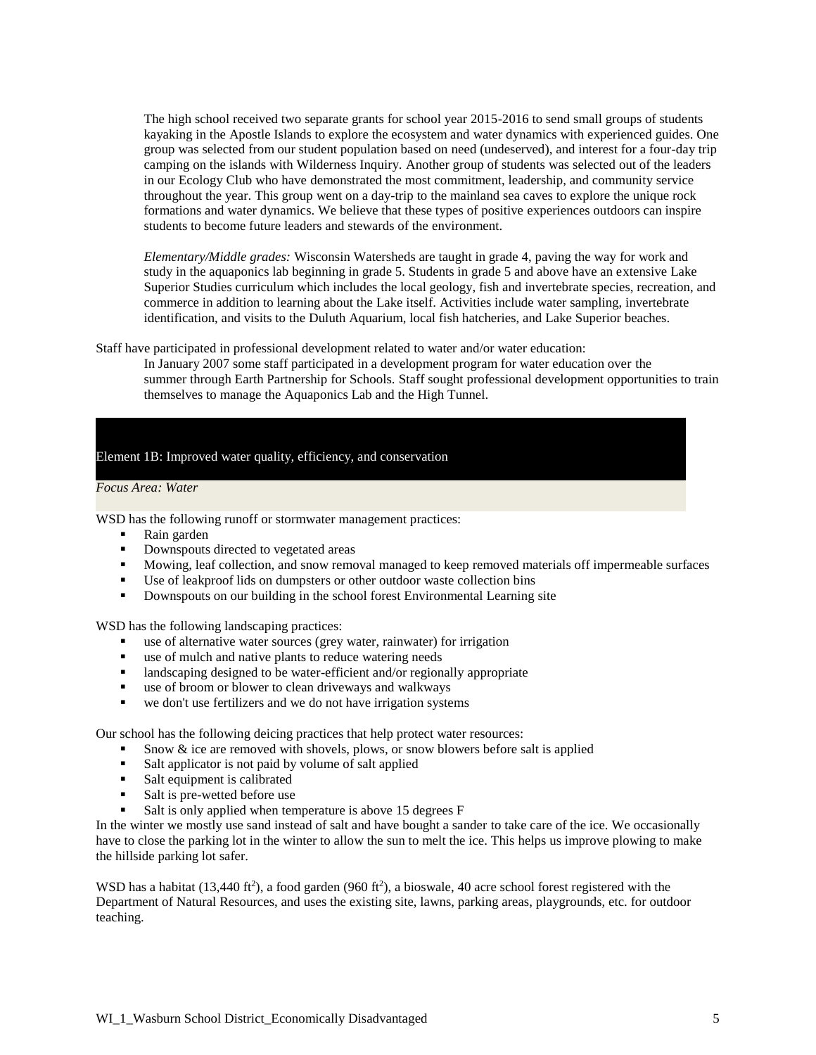The high school received two separate grants for school year 2015-2016 to send small groups of students kayaking in the Apostle Islands to explore the ecosystem and water dynamics with experienced guides. One group was selected from our student population based on need (undeserved), and interest for a four-day trip camping on the islands with Wilderness Inquiry. Another group of students was selected out of the leaders in our Ecology Club who have demonstrated the most commitment, leadership, and community service throughout the year. This group went on a day-trip to the mainland sea caves to explore the unique rock formations and water dynamics. We believe that these types of positive experiences outdoors can inspire students to become future leaders and stewards of the environment.

*Elementary/Middle grades:* Wisconsin Watersheds are taught in grade 4, paving the way for work and study in the aquaponics lab beginning in grade 5. Students in grade 5 and above have an extensive Lake Superior Studies curriculum which includes the local geology, fish and invertebrate species, recreation, and commerce in addition to learning about the Lake itself. Activities include water sampling, invertebrate identification, and visits to the Duluth Aquarium, local fish hatcheries, and Lake Superior beaches.

Staff have participated in professional development related to water and/or water education:

In January 2007 some staff participated in a development program for water education over the summer through Earth Partnership for Schools. Staff sought professional development opportunities to train themselves to manage the Aquaponics Lab and the High Tunnel.

## Element 1B: Improved water quality, efficiency, and conservation

*Focus Area: Water*

WSD has the following runoff or stormwater management practices:

- Rain garden
- Downspouts directed to vegetated areas
- Mowing, leaf collection, and snow removal managed to keep removed materials off impermeable surfaces
- Use of leakproof lids on dumpsters or other outdoor waste collection bins
- Downspouts on our building in the school forest Environmental Learning site

WSD has the following landscaping practices:

- use of alternative water sources (grey water, rainwater) for irrigation
- use of mulch and native plants to reduce watering needs
- landscaping designed to be water-efficient and/or regionally appropriate
- use of broom or blower to clean driveways and walkways
- we don't use fertilizers and we do not have irrigation systems

Our school has the following deicing practices that help protect water resources:

- Snow & ice are removed with shovels, plows, or snow blowers before salt is applied
- Salt applicator is not paid by volume of salt applied
- Salt equipment is calibrated
- Salt is pre-wetted before use
- Salt is only applied when temperature is above 15 degrees F

In the winter we mostly use sand instead of salt and have bought a sander to take care of the ice. We occasionally have to close the parking lot in the winter to allow the sun to melt the ice. This helps us improve plowing to make the hillside parking lot safer.

WSD has a habitat (13,440 $ft^2$), a food garden (960 $ft^2$), a bioswale, 40 acre school forest registered with the Department of Natural Resources, and uses the existing site, lawns, parking areas, playgrounds, etc. for outdoor teaching.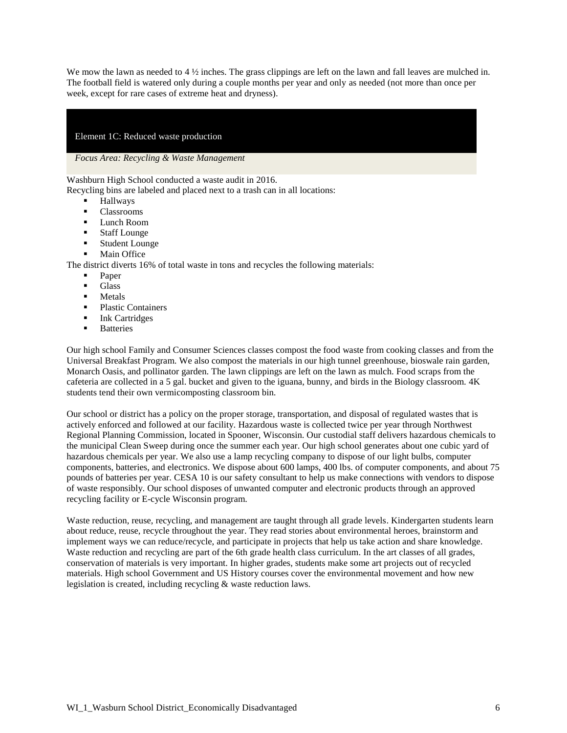We mow the lawn as needed to 4 ½ inches. The grass clippings are left on the lawn and fall leaves are mulched in. The football field is watered only during a couple months per year and only as needed (not more than once per week, except for rare cases of extreme heat and dryness).

## Element 1C: Reduced waste production

*Focus Area: Recycling & Waste Management*

Washburn High School conducted a waste audit in 2016.
Recycling bins are labeled and placed next to a trash can in all locations:

- Hallways
- Classrooms
- Lunch Room
- Staff Lounge
- Student Lounge
- Main Office

The district diverts 16% of total waste in tons and recycles the following materials:

- Paper
- Glass
- Metals
- Plastic Containers
- Ink Cartridges
- Batteries

Our high school Family and Consumer Sciences classes compost the food waste from cooking classes and from the Universal Breakfast Program. We also compost the materials in our high tunnel greenhouse, bioswale rain garden, Monarch Oasis, and pollinator garden. The lawn clippings are left on the lawn as mulch. Food scraps from the cafeteria are collected in a 5 gal. bucket and given to the iguana, bunny, and birds in the Biology classroom. 4K students tend their own vermicomposting classroom bin.

Our school or district has a policy on the proper storage, transportation, and disposal of regulated wastes that is actively enforced and followed at our facility. Hazardous waste is collected twice per year through Northwest Regional Planning Commission, located in Spooner, Wisconsin. Our custodial staff delivers hazardous chemicals to the municipal Clean Sweep during once the summer each year. Our high school generates about one cubic yard of hazardous chemicals per year. We also use a lamp recycling company to dispose of our light bulbs, computer components, batteries, and electronics. We dispose about 600 lamps, 400 lbs. of computer components, and about 75 pounds of batteries per year. CESA 10 is our safety consultant to help us make connections with vendors to dispose of waste responsibly. Our school disposes of unwanted computer and electronic products through an approved recycling facility or E-cycle Wisconsin program.

Waste reduction, reuse, recycling, and management are taught through all grade levels. Kindergarten students learn about reduce, reuse, recycle throughout the year. They read stories about environmental heroes, brainstorm and implement ways we can reduce/recycle, and participate in projects that help us take action and share knowledge. Waste reduction and recycling are part of the 6th grade health class curriculum. In the art classes of all grades, conservation of materials is very important. In higher grades, students make some art projects out of recycled materials. High school Government and US History courses cover the environmental movement and how new legislation is created, including recycling & waste reduction laws.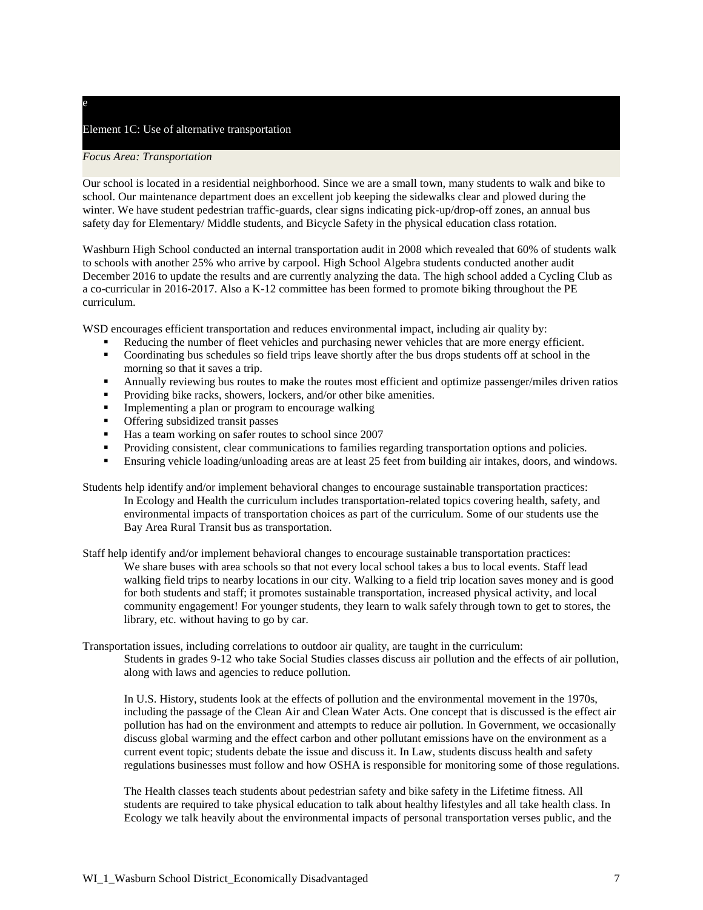e

## Element 1C: Use of alternative transportation

*Focus Area: Transportation*

Our school is located in a residential neighborhood. Since we are a small town, many students to walk and bike to school. Our maintenance department does an excellent job keeping the sidewalks clear and plowed during the winter. We have student pedestrian traffic-guards, clear signs indicating pick-up/drop-off zones, an annual bus safety day for Elementary/ Middle students, and Bicycle Safety in the physical education class rotation.

Washburn High School conducted an internal transportation audit in 2008 which revealed that 60% of students walk to schools with another 25% who arrive by carpool. High School Algebra students conducted another audit December 2016 to update the results and are currently analyzing the data. The high school added a Cycling Club as a co-curricular in 2016-2017. Also a K-12 committee has been formed to promote biking throughout the PE curriculum.

WSD encourages efficient transportation and reduces environmental impact, including air quality by:

- Reducing the number of fleet vehicles and purchasing newer vehicles that are more energy efficient.
- Coordinating bus schedules so field trips leave shortly after the bus drops students off at school in the morning so that it saves a trip.
- Annually reviewing bus routes to make the routes most efficient and optimize passenger/miles driven ratios
- Providing bike racks, showers, lockers, and/or other bike amenities.
- Implementing a plan or program to encourage walking
- Offering subsidized transit passes
- Has a team working on safer routes to school since 2007
- Providing consistent, clear communications to families regarding transportation options and policies.
- Ensuring vehicle loading/unloading areas are at least 25 feet from building air intakes, doors, and windows.

Students help identify and/or implement behavioral changes to encourage sustainable transportation practices:

> In Ecology and Health the curriculum includes transportation-related topics covering health, safety, and environmental impacts of transportation choices as part of the curriculum. Some of our students use the Bay Area Rural Transit bus as transportation.

Staff help identify and/or implement behavioral changes to encourage sustainable transportation practices:

> We share buses with area schools so that not every local school takes a bus to local events. Staff lead walking field trips to nearby locations in our city. Walking to a field trip location saves money and is good for both students and staff; it promotes sustainable transportation, increased physical activity, and local community engagement! For younger students, they learn to walk safely through town to get to stores, the library, etc. without having to go by car.

Transportation issues, including correlations to outdoor air quality, are taught in the curriculum:

> Students in grades 9-12 who take Social Studies classes discuss air pollution and the effects of air pollution, along with laws and agencies to reduce pollution.
>
> In U.S. History, students look at the effects of pollution and the environmental movement in the 1970s, including the passage of the Clean Air and Clean Water Acts. One concept that is discussed is the effect air pollution has had on the environment and attempts to reduce air pollution. In Government, we occasionally discuss global warming and the effect carbon and other pollutant emissions have on the environment as a current event topic; students debate the issue and discuss it. In Law, students discuss health and safety regulations businesses must follow and how OSHA is responsible for monitoring some of those regulations.
>
> The Health classes teach students about pedestrian safety and bike safety in the Lifetime fitness. All students are required to take physical education to talk about healthy lifestyles and all take health class. In Ecology we talk heavily about the environmental impacts of personal transportation verses public, and the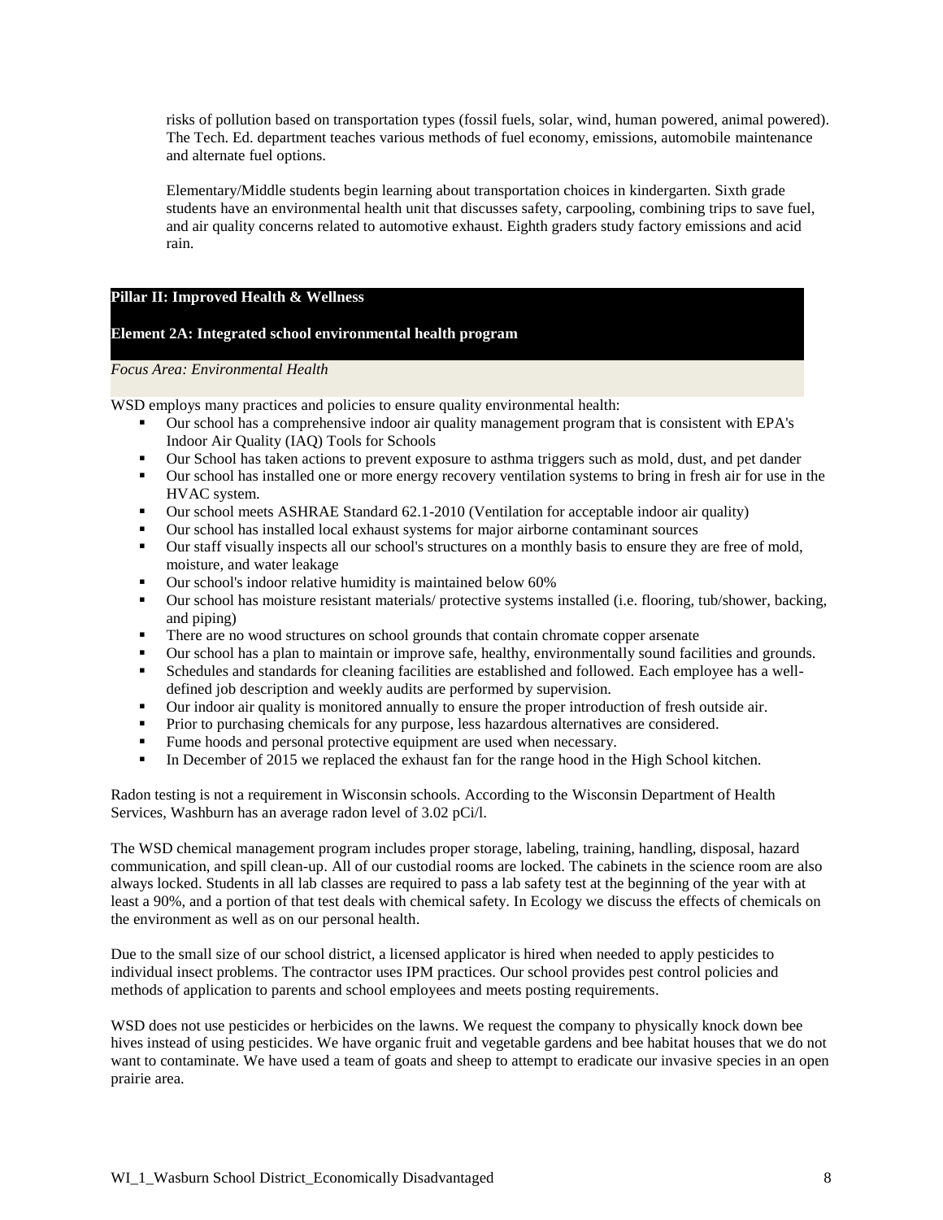risks of pollution based on transportation types (fossil fuels, solar, wind, human powered, animal powered). The Tech. Ed. department teaches various methods of fuel economy, emissions, automobile maintenance and alternate fuel options.

Elementary/Middle students begin learning about transportation choices in kindergarten. Sixth grade students have an environmental health unit that discusses safety, carpooling, combining trips to save fuel, and air quality concerns related to automotive exhaust. Eighth graders study factory emissions and acid rain.

## Pillar II: Improved Health & Wellness

### Element 2A: Integrated school environmental health program

*Focus Area: Environmental Health*

WSD employs many practices and policies to ensure quality environmental health:

- Our school has a comprehensive indoor air quality management program that is consistent with EPA's Indoor Air Quality (IAQ) Tools for Schools
- Our School has taken actions to prevent exposure to asthma triggers such as mold, dust, and pet dander
- Our school has installed one or more energy recovery ventilation systems to bring in fresh air for use in the HVAC system.
- Our school meets ASHRAE Standard 62.1-2010 (Ventilation for acceptable indoor air quality)
- Our school has installed local exhaust systems for major airborne contaminant sources
- Our staff visually inspects all our school's structures on a monthly basis to ensure they are free of mold, moisture, and water leakage
- Our school's indoor relative humidity is maintained below 60%
- Our school has moisture resistant materials/ protective systems installed (i.e. flooring, tub/shower, backing, and piping)
- There are no wood structures on school grounds that contain chromate copper arsenate
- Our school has a plan to maintain or improve safe, healthy, environmentally sound facilities and grounds.
- Schedules and standards for cleaning facilities are established and followed. Each employee has a well-defined job description and weekly audits are performed by supervision.
- Our indoor air quality is monitored annually to ensure the proper introduction of fresh outside air.
- Prior to purchasing chemicals for any purpose, less hazardous alternatives are considered.
- Fume hoods and personal protective equipment are used when necessary.
- In December of 2015 we replaced the exhaust fan for the range hood in the High School kitchen.

Radon testing is not a requirement in Wisconsin schools. According to the Wisconsin Department of Health Services, Washburn has an average radon level of 3.02 pCi/l.

The WSD chemical management program includes proper storage, labeling, training, handling, disposal, hazard communication, and spill clean-up. All of our custodial rooms are locked. The cabinets in the science room are also always locked. Students in all lab classes are required to pass a lab safety test at the beginning of the year with at least a 90%, and a portion of that test deals with chemical safety. In Ecology we discuss the effects of chemicals on the environment as well as on our personal health.

Due to the small size of our school district, a licensed applicator is hired when needed to apply pesticides to individual insect problems. The contractor uses IPM practices. Our school provides pest control policies and methods of application to parents and school employees and meets posting requirements.

WSD does not use pesticides or herbicides on the lawns. We request the company to physically knock down bee hives instead of using pesticides. We have organic fruit and vegetable gardens and bee habitat houses that we do not want to contaminate. We have used a team of goats and sheep to attempt to eradicate our invasive species in an open prairie area.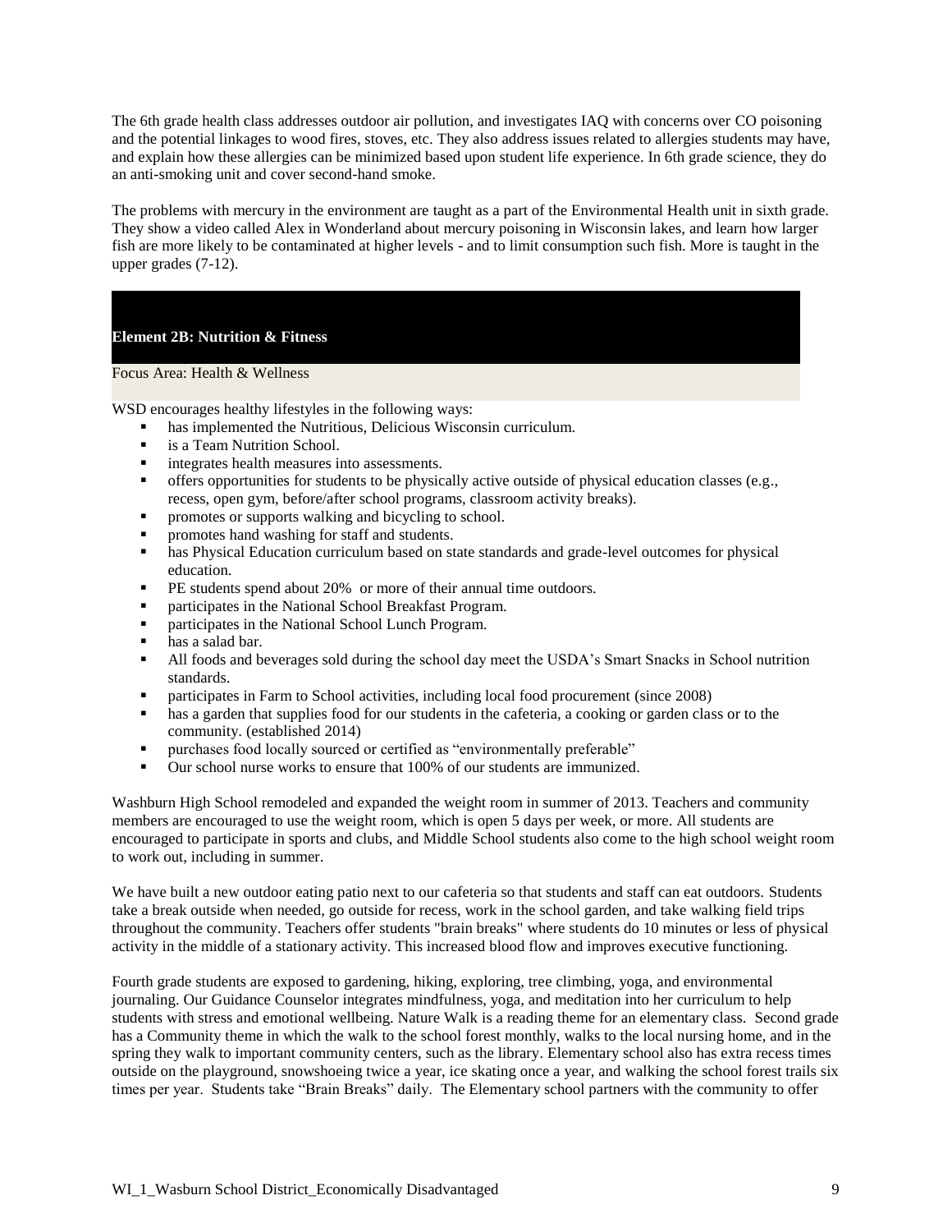The 6th grade health class addresses outdoor air pollution, and investigates IAQ with concerns over CO poisoning and the potential linkages to wood fires, stoves, etc. They also address issues related to allergies students may have, and explain how these allergies can be minimized based upon student life experience. In 6th grade science, they do an anti-smoking unit and cover second-hand smoke.

The problems with mercury in the environment are taught as a part of the Environmental Health unit in sixth grade. They show a video called Alex in Wonderland about mercury poisoning in Wisconsin lakes, and learn how larger fish are more likely to be contaminated at higher levels - and to limit consumption such fish. More is taught in the upper grades (7-12).

## Element 2B: Nutrition & Fitness

Focus Area: Health & Wellness

WSD encourages healthy lifestyles in the following ways:

- has implemented the Nutritious, Delicious Wisconsin curriculum.
- is a Team Nutrition School.
- integrates health measures into assessments.
- offers opportunities for students to be physically active outside of physical education classes (e.g., recess, open gym, before/after school programs, classroom activity breaks).
- promotes or supports walking and bicycling to school.
- promotes hand washing for staff and students.
- has Physical Education curriculum based on state standards and grade-level outcomes for physical education.
- PE students spend about 20% or more of their annual time outdoors.
- participates in the National School Breakfast Program.
- participates in the National School Lunch Program.
- has a salad bar.
- All foods and beverages sold during the school day meet the USDA's Smart Snacks in School nutrition standards.
- participates in Farm to School activities, including local food procurement (since 2008)
- has a garden that supplies food for our students in the cafeteria, a cooking or garden class or to the community. (established 2014)
- purchases food locally sourced or certified as "environmentally preferable"
- Our school nurse works to ensure that 100% of our students are immunized.

Washburn High School remodeled and expanded the weight room in summer of 2013. Teachers and community members are encouraged to use the weight room, which is open 5 days per week, or more. All students are encouraged to participate in sports and clubs, and Middle School students also come to the high school weight room to work out, including in summer.

We have built a new outdoor eating patio next to our cafeteria so that students and staff can eat outdoors. Students take a break outside when needed, go outside for recess, work in the school garden, and take walking field trips throughout the community. Teachers offer students "brain breaks" where students do 10 minutes or less of physical activity in the middle of a stationary activity. This increased blood flow and improves executive functioning.

Fourth grade students are exposed to gardening, hiking, exploring, tree climbing, yoga, and environmental journaling. Our Guidance Counselor integrates mindfulness, yoga, and meditation into her curriculum to help students with stress and emotional wellbeing. Nature Walk is a reading theme for an elementary class. Second grade has a Community theme in which the walk to the school forest monthly, walks to the local nursing home, and in the spring they walk to important community centers, such as the library. Elementary school also has extra recess times outside on the playground, snowshoeing twice a year, ice skating once a year, and walking the school forest trails six times per year. Students take "Brain Breaks" daily. The Elementary school partners with the community to offer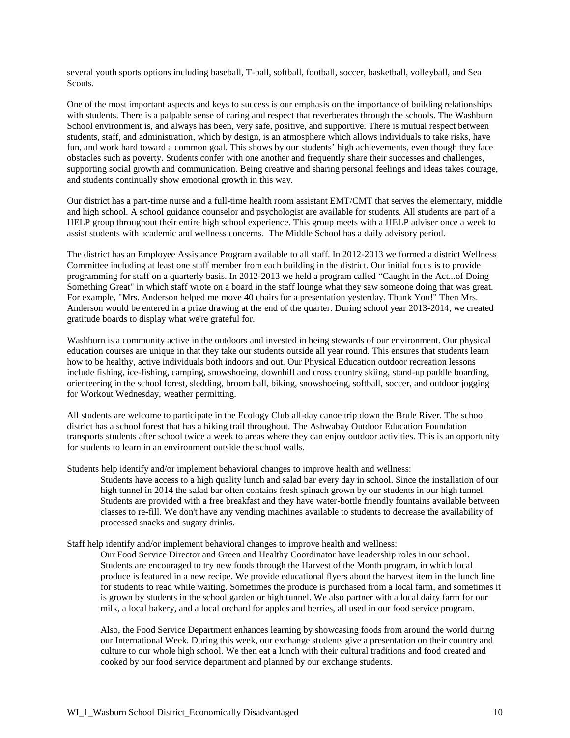several youth sports options including baseball, T-ball, softball, football, soccer, basketball, volleyball, and Sea Scouts.

One of the most important aspects and keys to success is our emphasis on the importance of building relationships with students. There is a palpable sense of caring and respect that reverberates through the schools. The Washburn School environment is, and always has been, very safe, positive, and supportive. There is mutual respect between students, staff, and administration, which by design, is an atmosphere which allows individuals to take risks, have fun, and work hard toward a common goal. This shows by our students' high achievements, even though they face obstacles such as poverty. Students confer with one another and frequently share their successes and challenges, supporting social growth and communication. Being creative and sharing personal feelings and ideas takes courage, and students continually show emotional growth in this way.

Our district has a part-time nurse and a full-time health room assistant EMT/CMT that serves the elementary, middle and high school. A school guidance counselor and psychologist are available for students. All students are part of a HELP group throughout their entire high school experience. This group meets with a HELP adviser once a week to assist students with academic and wellness concerns. The Middle School has a daily advisory period.

The district has an Employee Assistance Program available to all staff. In 2012-2013 we formed a district Wellness Committee including at least one staff member from each building in the district. Our initial focus is to provide programming for staff on a quarterly basis. In 2012-2013 we held a program called "Caught in the Act...of Doing Something Great" in which staff wrote on a board in the staff lounge what they saw someone doing that was great. For example, "Mrs. Anderson helped me move 40 chairs for a presentation yesterday. Thank You!" Then Mrs. Anderson would be entered in a prize drawing at the end of the quarter. During school year 2013-2014, we created gratitude boards to display what we're grateful for.

Washburn is a community active in the outdoors and invested in being stewards of our environment. Our physical education courses are unique in that they take our students outside all year round. This ensures that students learn how to be healthy, active individuals both indoors and out. Our Physical Education outdoor recreation lessons include fishing, ice-fishing, camping, snowshoeing, downhill and cross country skiing, stand-up paddle boarding, orienteering in the school forest, sledding, broom ball, biking, snowshoeing, softball, soccer, and outdoor jogging for Workout Wednesday, weather permitting.

All students are welcome to participate in the Ecology Club all-day canoe trip down the Brule River. The school district has a school forest that has a hiking trail throughout. The Ashwabay Outdoor Education Foundation transports students after school twice a week to areas where they can enjoy outdoor activities. This is an opportunity for students to learn in an environment outside the school walls.

Students help identify and/or implement behavioral changes to improve health and wellness:

> Students have access to a high quality lunch and salad bar every day in school. Since the installation of our high tunnel in 2014 the salad bar often contains fresh spinach grown by our students in our high tunnel. Students are provided with a free breakfast and they have water-bottle friendly fountains available between classes to re-fill. We don't have any vending machines available to students to decrease the availability of processed snacks and sugary drinks.

Staff help identify and/or implement behavioral changes to improve health and wellness:

> Our Food Service Director and Green and Healthy Coordinator have leadership roles in our school. Students are encouraged to try new foods through the Harvest of the Month program, in which local produce is featured in a new recipe. We provide educational flyers about the harvest item in the lunch line for students to read while waiting. Sometimes the produce is purchased from a local farm, and sometimes it is grown by students in the school garden or high tunnel. We also partner with a local dairy farm for our milk, a local bakery, and a local orchard for apples and berries, all used in our food service program.
>
> Also, the Food Service Department enhances learning by showcasing foods from around the world during our International Week. During this week, our exchange students give a presentation on their country and culture to our whole high school. We then eat a lunch with their cultural traditions and food created and cooked by our food service department and planned by our exchange students.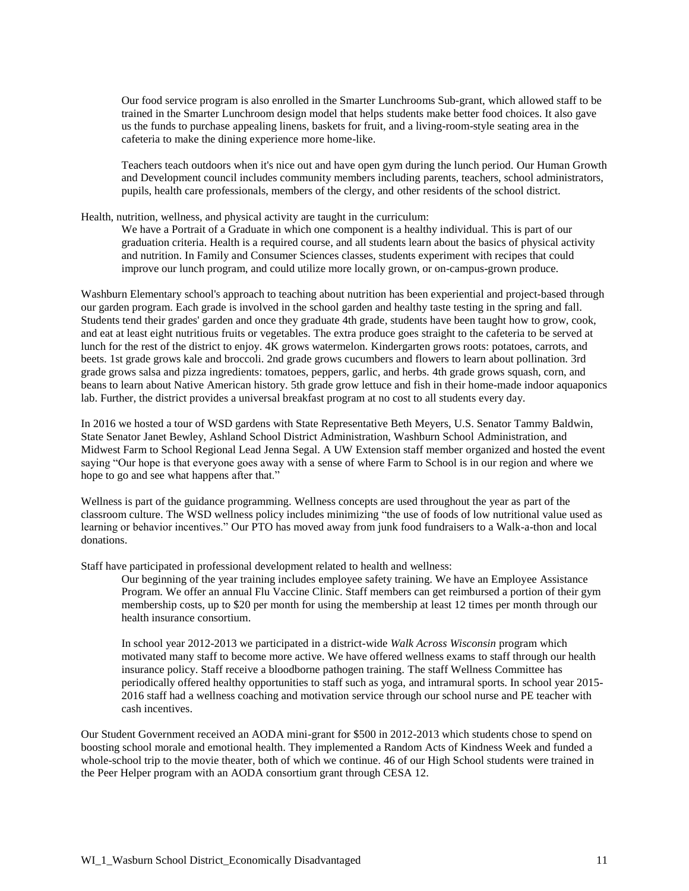Our food service program is also enrolled in the Smarter Lunchrooms Sub-grant, which allowed staff to be trained in the Smarter Lunchroom design model that helps students make better food choices. It also gave us the funds to purchase appealing linens, baskets for fruit, and a living-room-style seating area in the cafeteria to make the dining experience more home-like.

Teachers teach outdoors when it's nice out and have open gym during the lunch period. Our Human Growth and Development council includes community members including parents, teachers, school administrators, pupils, health care professionals, members of the clergy, and other residents of the school district.

Health, nutrition, wellness, and physical activity are taught in the curriculum:

We have a Portrait of a Graduate in which one component is a healthy individual. This is part of our graduation criteria. Health is a required course, and all students learn about the basics of physical activity and nutrition. In Family and Consumer Sciences classes, students experiment with recipes that could improve our lunch program, and could utilize more locally grown, or on-campus-grown produce.

Washburn Elementary school's approach to teaching about nutrition has been experiential and project-based through our garden program. Each grade is involved in the school garden and healthy taste testing in the spring and fall. Students tend their grades' garden and once they graduate 4th grade, students have been taught how to grow, cook, and eat at least eight nutritious fruits or vegetables. The extra produce goes straight to the cafeteria to be served at lunch for the rest of the district to enjoy. 4K grows watermelon. Kindergarten grows roots: potatoes, carrots, and beets. 1st grade grows kale and broccoli. 2nd grade grows cucumbers and flowers to learn about pollination. 3rd grade grows salsa and pizza ingredients: tomatoes, peppers, garlic, and herbs. 4th grade grows squash, corn, and beans to learn about Native American history. 5th grade grow lettuce and fish in their home-made indoor aquaponics lab. Further, the district provides a universal breakfast program at no cost to all students every day.

In 2016 we hosted a tour of WSD gardens with State Representative Beth Meyers, U.S. Senator Tammy Baldwin, State Senator Janet Bewley, Ashland School District Administration, Washburn School Administration, and Midwest Farm to School Regional Lead Jenna Segal. A UW Extension staff member organized and hosted the event saying "Our hope is that everyone goes away with a sense of where Farm to School is in our region and where we hope to go and see what happens after that."

Wellness is part of the guidance programming. Wellness concepts are used throughout the year as part of the classroom culture. The WSD wellness policy includes minimizing "the use of foods of low nutritional value used as learning or behavior incentives." Our PTO has moved away from junk food fundraisers to a Walk-a-thon and local donations.

Staff have participated in professional development related to health and wellness:

Our beginning of the year training includes employee safety training. We have an Employee Assistance Program. We offer an annual Flu Vaccine Clinic. Staff members can get reimbursed a portion of their gym membership costs, up to $20 per month for using the membership at least 12 times per month through our health insurance consortium.

In school year 2012-2013 we participated in a district-wide *Walk Across Wisconsin* program which motivated many staff to become more active. We have offered wellness exams to staff through our health insurance policy. Staff receive a bloodborne pathogen training. The staff Wellness Committee has periodically offered healthy opportunities to staff such as yoga, and intramural sports. In school year 2015-2016 staff had a wellness coaching and motivation service through our school nurse and PE teacher with cash incentives.

Our Student Government received an AODA mini-grant for $500 in 2012-2013 which students chose to spend on boosting school morale and emotional health. They implemented a Random Acts of Kindness Week and funded a whole-school trip to the movie theater, both of which we continue. 46 of our High School students were trained in the Peer Helper program with an AODA consortium grant through CESA 12.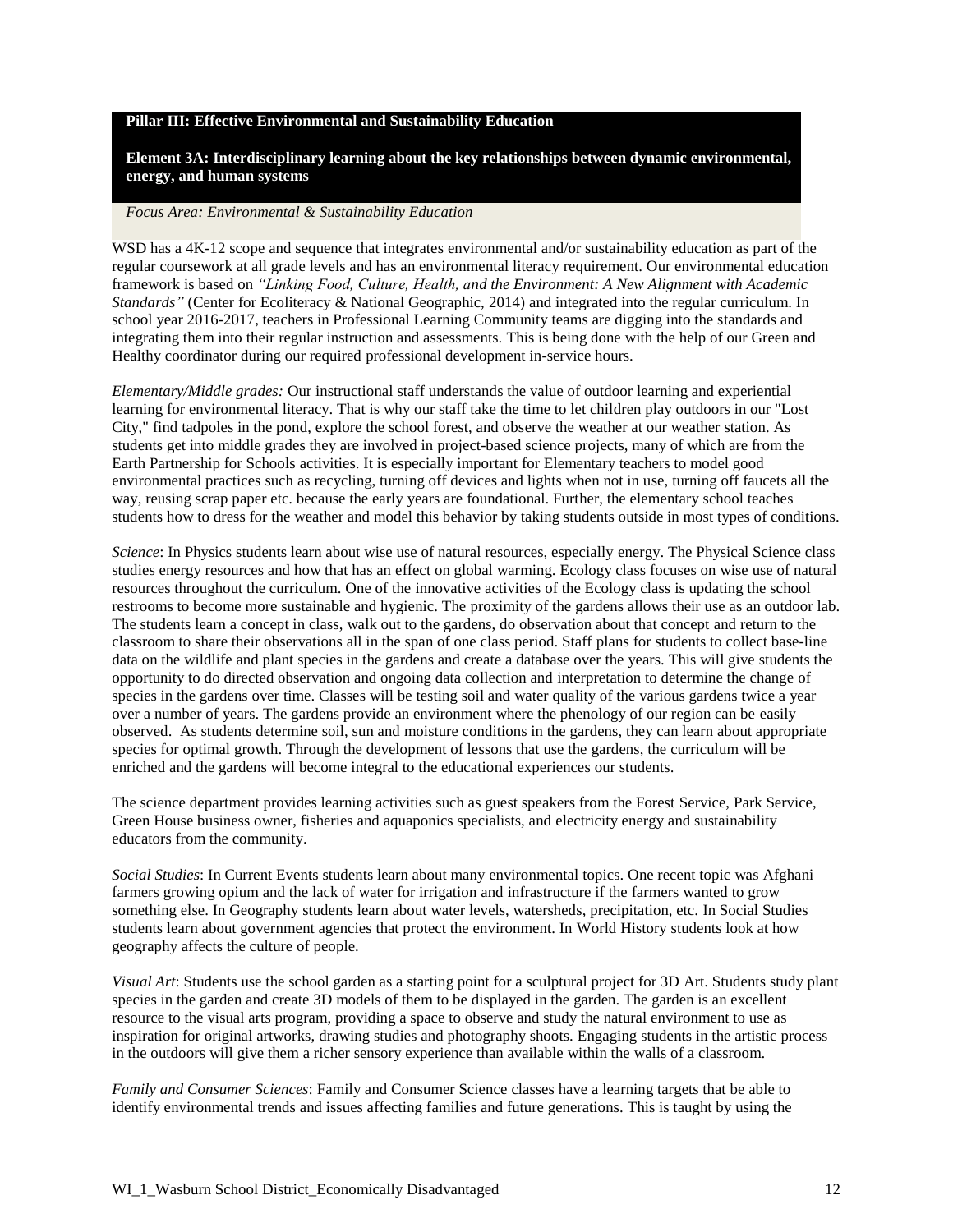**Pillar III: Effective Environmental and Sustainability Education**

**Element 3A: Interdisciplinary learning about the key relationships between dynamic environmental, energy, and human systems**

*Focus Area: Environmental & Sustainability Education*

WSD has a 4K-12 scope and sequence that integrates environmental and/or sustainability education as part of the regular coursework at all grade levels and has an environmental literacy requirement. Our environmental education framework is based on *"Linking Food, Culture, Health, and the Environment: A New Alignment with Academic Standards"* (Center for Ecoliteracy & National Geographic, 2014) and integrated into the regular curriculum. In school year 2016-2017, teachers in Professional Learning Community teams are digging into the standards and integrating them into their regular instruction and assessments. This is being done with the help of our Green and Healthy coordinator during our required professional development in-service hours.

*Elementary/Middle grades:* Our instructional staff understands the value of outdoor learning and experiential learning for environmental literacy. That is why our staff take the time to let children play outdoors in our "Lost City," find tadpoles in the pond, explore the school forest, and observe the weather at our weather station. As students get into middle grades they are involved in project-based science projects, many of which are from the Earth Partnership for Schools activities. It is especially important for Elementary teachers to model good environmental practices such as recycling, turning off devices and lights when not in use, turning off faucets all the way, reusing scrap paper etc. because the early years are foundational. Further, the elementary school teaches students how to dress for the weather and model this behavior by taking students outside in most types of conditions.

*Science*: In Physics students learn about wise use of natural resources, especially energy. The Physical Science class studies energy resources and how that has an effect on global warming. Ecology class focuses on wise use of natural resources throughout the curriculum. One of the innovative activities of the Ecology class is updating the school restrooms to become more sustainable and hygienic. The proximity of the gardens allows their use as an outdoor lab. The students learn a concept in class, walk out to the gardens, do observation about that concept and return to the classroom to share their observations all in the span of one class period. Staff plans for students to collect base-line data on the wildlife and plant species in the gardens and create a database over the years. This will give students the opportunity to do directed observation and ongoing data collection and interpretation to determine the change of species in the gardens over time. Classes will be testing soil and water quality of the various gardens twice a year over a number of years. The gardens provide an environment where the phenology of our region can be easily observed. As students determine soil, sun and moisture conditions in the gardens, they can learn about appropriate species for optimal growth. Through the development of lessons that use the gardens, the curriculum will be enriched and the gardens will become integral to the educational experiences our students.

The science department provides learning activities such as guest speakers from the Forest Service, Park Service, Green House business owner, fisheries and aquaponics specialists, and electricity energy and sustainability educators from the community.

*Social Studies*: In Current Events students learn about many environmental topics. One recent topic was Afghani farmers growing opium and the lack of water for irrigation and infrastructure if the farmers wanted to grow something else. In Geography students learn about water levels, watersheds, precipitation, etc. In Social Studies students learn about government agencies that protect the environment. In World History students look at how geography affects the culture of people.

*Visual Art*: Students use the school garden as a starting point for a sculptural project for 3D Art. Students study plant species in the garden and create 3D models of them to be displayed in the garden. The garden is an excellent resource to the visual arts program, providing a space to observe and study the natural environment to use as inspiration for original artworks, drawing studies and photography shoots. Engaging students in the artistic process in the outdoors will give them a richer sensory experience than available within the walls of a classroom.

*Family and Consumer Sciences*: Family and Consumer Science classes have a learning targets that be able to identify environmental trends and issues affecting families and future generations. This is taught by using the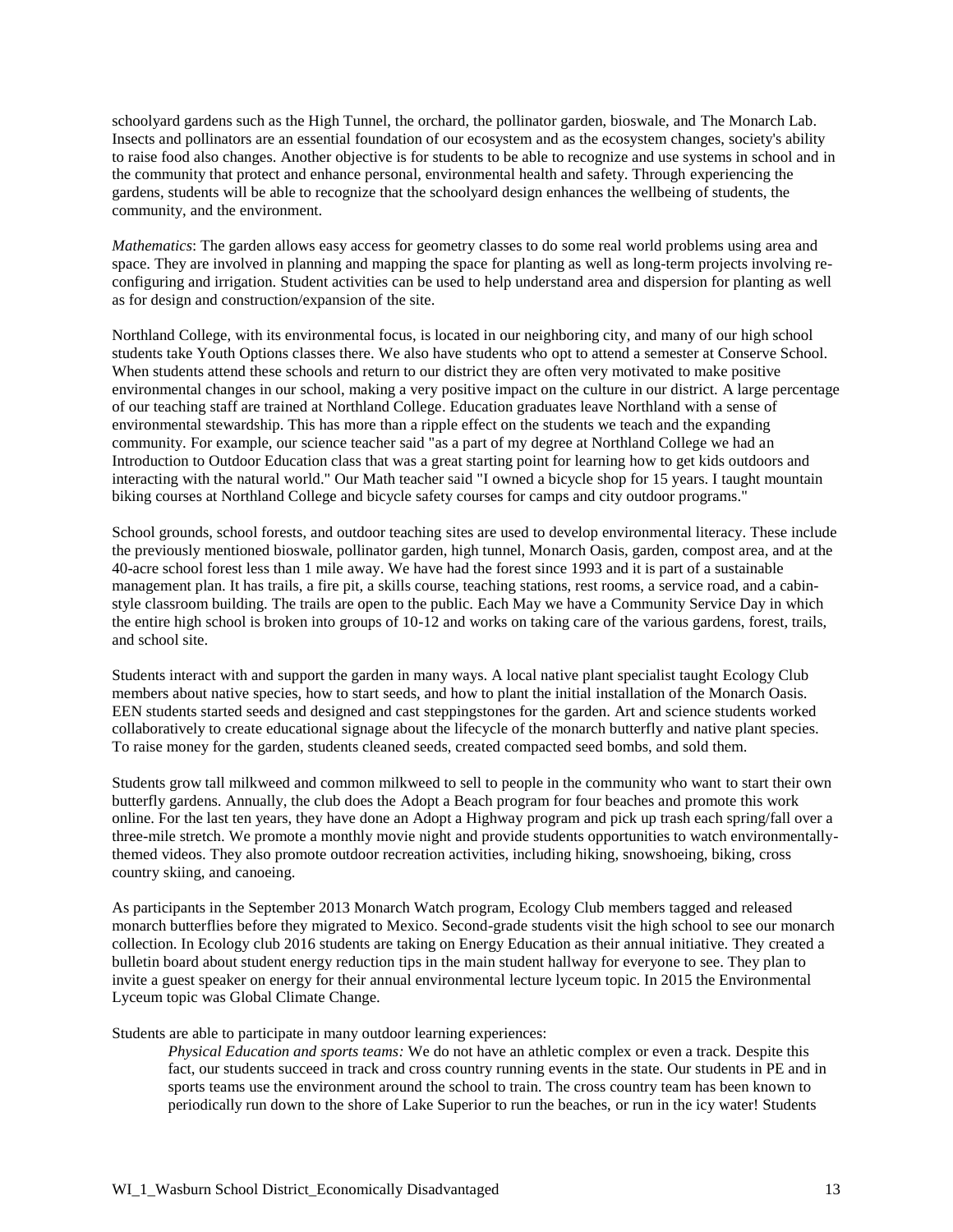schoolyard gardens such as the High Tunnel, the orchard, the pollinator garden, bioswale, and The Monarch Lab. Insects and pollinators are an essential foundation of our ecosystem and as the ecosystem changes, society's ability to raise food also changes. Another objective is for students to be able to recognize and use systems in school and in the community that protect and enhance personal, environmental health and safety. Through experiencing the gardens, students will be able to recognize that the schoolyard design enhances the wellbeing of students, the community, and the environment.

*Mathematics*: The garden allows easy access for geometry classes to do some real world problems using area and space. They are involved in planning and mapping the space for planting as well as long-term projects involving re-configuring and irrigation. Student activities can be used to help understand area and dispersion for planting as well as for design and construction/expansion of the site.

Northland College, with its environmental focus, is located in our neighboring city, and many of our high school students take Youth Options classes there. We also have students who opt to attend a semester at Conserve School. When students attend these schools and return to our district they are often very motivated to make positive environmental changes in our school, making a very positive impact on the culture in our district. A large percentage of our teaching staff are trained at Northland College. Education graduates leave Northland with a sense of environmental stewardship. This has more than a ripple effect on the students we teach and the expanding community. For example, our science teacher said "as a part of my degree at Northland College we had an Introduction to Outdoor Education class that was a great starting point for learning how to get kids outdoors and interacting with the natural world." Our Math teacher said "I owned a bicycle shop for 15 years. I taught mountain biking courses at Northland College and bicycle safety courses for camps and city outdoor programs."

School grounds, school forests, and outdoor teaching sites are used to develop environmental literacy. These include the previously mentioned bioswale, pollinator garden, high tunnel, Monarch Oasis, garden, compost area, and at the 40-acre school forest less than 1 mile away. We have had the forest since 1993 and it is part of a sustainable management plan. It has trails, a fire pit, a skills course, teaching stations, rest rooms, a service road, and a cabin-style classroom building. The trails are open to the public. Each May we have a Community Service Day in which the entire high school is broken into groups of 10-12 and works on taking care of the various gardens, forest, trails, and school site.

Students interact with and support the garden in many ways. A local native plant specialist taught Ecology Club members about native species, how to start seeds, and how to plant the initial installation of the Monarch Oasis. EEN students started seeds and designed and cast steppingstones for the garden. Art and science students worked collaboratively to create educational signage about the lifecycle of the monarch butterfly and native plant species. To raise money for the garden, students cleaned seeds, created compacted seed bombs, and sold them.

Students grow tall milkweed and common milkweed to sell to people in the community who want to start their own butterfly gardens. Annually, the club does the Adopt a Beach program for four beaches and promote this work online. For the last ten years, they have done an Adopt a Highway program and pick up trash each spring/fall over a three-mile stretch. We promote a monthly movie night and provide students opportunities to watch environmentally-themed videos. They also promote outdoor recreation activities, including hiking, snowshoeing, biking, cross country skiing, and canoeing.

As participants in the September 2013 Monarch Watch program, Ecology Club members tagged and released monarch butterflies before they migrated to Mexico. Second-grade students visit the high school to see our monarch collection. In Ecology club 2016 students are taking on Energy Education as their annual initiative. They created a bulletin board about student energy reduction tips in the main student hallway for everyone to see. They plan to invite a guest speaker on energy for their annual environmental lecture lyceum topic. In 2015 the Environmental Lyceum topic was Global Climate Change.

Students are able to participate in many outdoor learning experiences:

> *Physical Education and sports teams:* We do not have an athletic complex or even a track. Despite this fact, our students succeed in track and cross country running events in the state. Our students in PE and in sports teams use the environment around the school to train. The cross country team has been known to periodically run down to the shore of Lake Superior to run the beaches, or run in the icy water! Students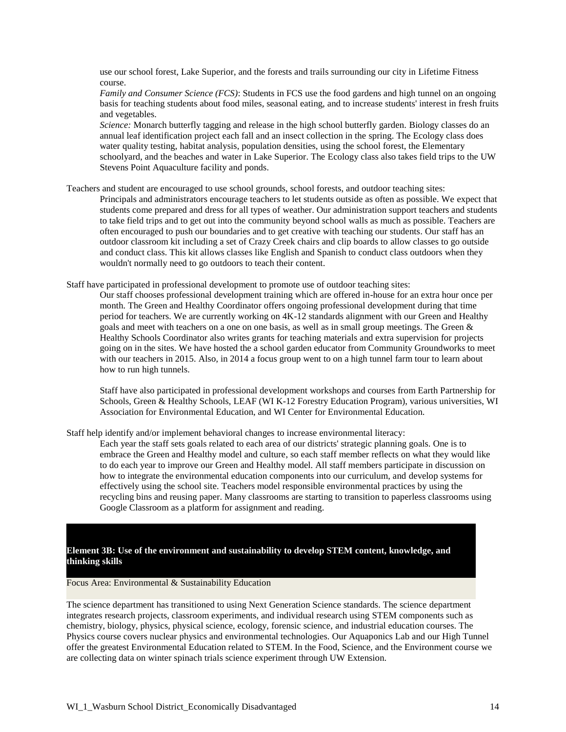use our school forest, Lake Superior, and the forests and trails surrounding our city in Lifetime Fitness course.

*Family and Consumer Science (FCS)*: Students in FCS use the food gardens and high tunnel on an ongoing basis for teaching students about food miles, seasonal eating, and to increase students' interest in fresh fruits and vegetables.

*Science:* Monarch butterfly tagging and release in the high school butterfly garden. Biology classes do an annual leaf identification project each fall and an insect collection in the spring. The Ecology class does water quality testing, habitat analysis, population densities, using the school forest, the Elementary schoolyard, and the beaches and water in Lake Superior. The Ecology class also takes field trips to the UW Stevens Point Aquaculture facility and ponds.

Teachers and student are encouraged to use school grounds, school forests, and outdoor teaching sites:

Principals and administrators encourage teachers to let students outside as often as possible. We expect that students come prepared and dress for all types of weather. Our administration support teachers and students to take field trips and to get out into the community beyond school walls as much as possible. Teachers are often encouraged to push our boundaries and to get creative with teaching our students. Our staff has an outdoor classroom kit including a set of Crazy Creek chairs and clip boards to allow classes to go outside and conduct class. This kit allows classes like English and Spanish to conduct class outdoors when they wouldn't normally need to go outdoors to teach their content.

Staff have participated in professional development to promote use of outdoor teaching sites:

Our staff chooses professional development training which are offered in-house for an extra hour once per month. The Green and Healthy Coordinator offers ongoing professional development during that time period for teachers. We are currently working on 4K-12 standards alignment with our Green and Healthy goals and meet with teachers on a one on one basis, as well as in small group meetings. The Green & Healthy Schools Coordinator also writes grants for teaching materials and extra supervision for projects going on in the sites. We have hosted the a school garden educator from Community Groundworks to meet with our teachers in 2015. Also, in 2014 a focus group went to on a high tunnel farm tour to learn about how to run high tunnels.

Staff have also participated in professional development workshops and courses from Earth Partnership for Schools, Green & Healthy Schools, LEAF (WI K-12 Forestry Education Program), various universities, WI Association for Environmental Education, and WI Center for Environmental Education.

Staff help identify and/or implement behavioral changes to increase environmental literacy:

Each year the staff sets goals related to each area of our districts' strategic planning goals. One is to embrace the Green and Healthy model and culture, so each staff member reflects on what they would like to do each year to improve our Green and Healthy model. All staff members participate in discussion on how to integrate the environmental education components into our curriculum, and develop systems for effectively using the school site. Teachers model responsible environmental practices by using the recycling bins and reusing paper. Many classrooms are starting to transition to paperless classrooms using Google Classroom as a platform for assignment and reading.

## Element 3B: Use of the environment and sustainability to develop STEM content, knowledge, and thinking skills

Focus Area: Environmental & Sustainability Education

The science department has transitioned to using Next Generation Science standards. The science department integrates research projects, classroom experiments, and individual research using STEM components such as chemistry, biology, physics, physical science, ecology, forensic science, and industrial education courses. The Physics course covers nuclear physics and environmental technologies. Our Aquaponics Lab and our High Tunnel offer the greatest Environmental Education related to STEM. In the Food, Science, and the Environment course we are collecting data on winter spinach trials science experiment through UW Extension.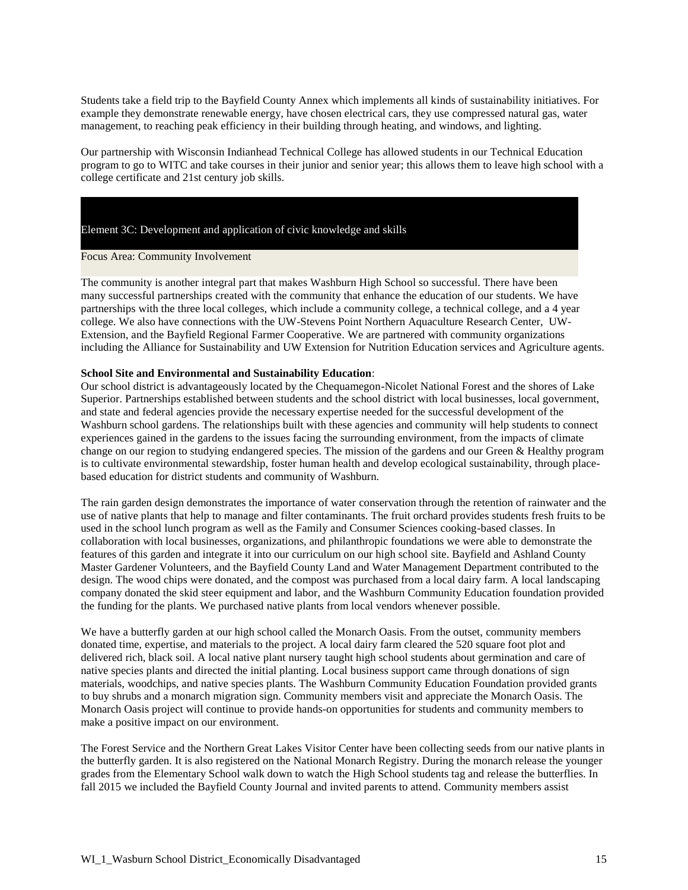Students take a field trip to the Bayfield County Annex which implements all kinds of sustainability initiatives. For example they demonstrate renewable energy, have chosen electrical cars, they use compressed natural gas, water management, to reaching peak efficiency in their building through heating, and windows, and lighting.

Our partnership with Wisconsin Indianhead Technical College has allowed students in our Technical Education program to go to WITC and take courses in their junior and senior year; this allows them to leave high school with a college certificate and 21st century job skills.

## Element 3C: Development and application of civic knowledge and skills

Focus Area: Community Involvement

The community is another integral part that makes Washburn High School so successful. There have been many successful partnerships created with the community that enhance the education of our students. We have partnerships with the three local colleges, which include a community college, a technical college, and a 4 year college. We also have connections with the UW-Stevens Point Northern Aquaculture Research Center, UW-Extension, and the Bayfield Regional Farmer Cooperative. We are partnered with community organizations including the Alliance for Sustainability and UW Extension for Nutrition Education services and Agriculture agents.

**School Site and Environmental and Sustainability Education**:
Our school district is advantageously located by the Chequamegon-Nicolet National Forest and the shores of Lake Superior. Partnerships established between students and the school district with local businesses, local government, and state and federal agencies provide the necessary expertise needed for the successful development of the Washburn school gardens. The relationships built with these agencies and community will help students to connect experiences gained in the gardens to the issues facing the surrounding environment, from the impacts of climate change on our region to studying endangered species. The mission of the gardens and our Green & Healthy program is to cultivate environmental stewardship, foster human health and develop ecological sustainability, through place-based education for district students and community of Washburn.

The rain garden design demonstrates the importance of water conservation through the retention of rainwater and the use of native plants that help to manage and filter contaminants. The fruit orchard provides students fresh fruits to be used in the school lunch program as well as the Family and Consumer Sciences cooking-based classes. In collaboration with local businesses, organizations, and philanthropic foundations we were able to demonstrate the features of this garden and integrate it into our curriculum on our high school site. Bayfield and Ashland County Master Gardener Volunteers, and the Bayfield County Land and Water Management Department contributed to the design. The wood chips were donated, and the compost was purchased from a local dairy farm. A local landscaping company donated the skid steer equipment and labor, and the Washburn Community Education foundation provided the funding for the plants. We purchased native plants from local vendors whenever possible.

We have a butterfly garden at our high school called the Monarch Oasis. From the outset, community members donated time, expertise, and materials to the project. A local dairy farm cleared the 520 square foot plot and delivered rich, black soil. A local native plant nursery taught high school students about germination and care of native species plants and directed the initial planting. Local business support came through donations of sign materials, woodchips, and native species plants. The Washburn Community Education Foundation provided grants to buy shrubs and a monarch migration sign. Community members visit and appreciate the Monarch Oasis. The Monarch Oasis project will continue to provide hands-on opportunities for students and community members to make a positive impact on our environment.

The Forest Service and the Northern Great Lakes Visitor Center have been collecting seeds from our native plants in the butterfly garden. It is also registered on the National Monarch Registry. During the monarch release the younger grades from the Elementary School walk down to watch the High School students tag and release the butterflies. In fall 2015 we included the Bayfield County Journal and invited parents to attend. Community members assist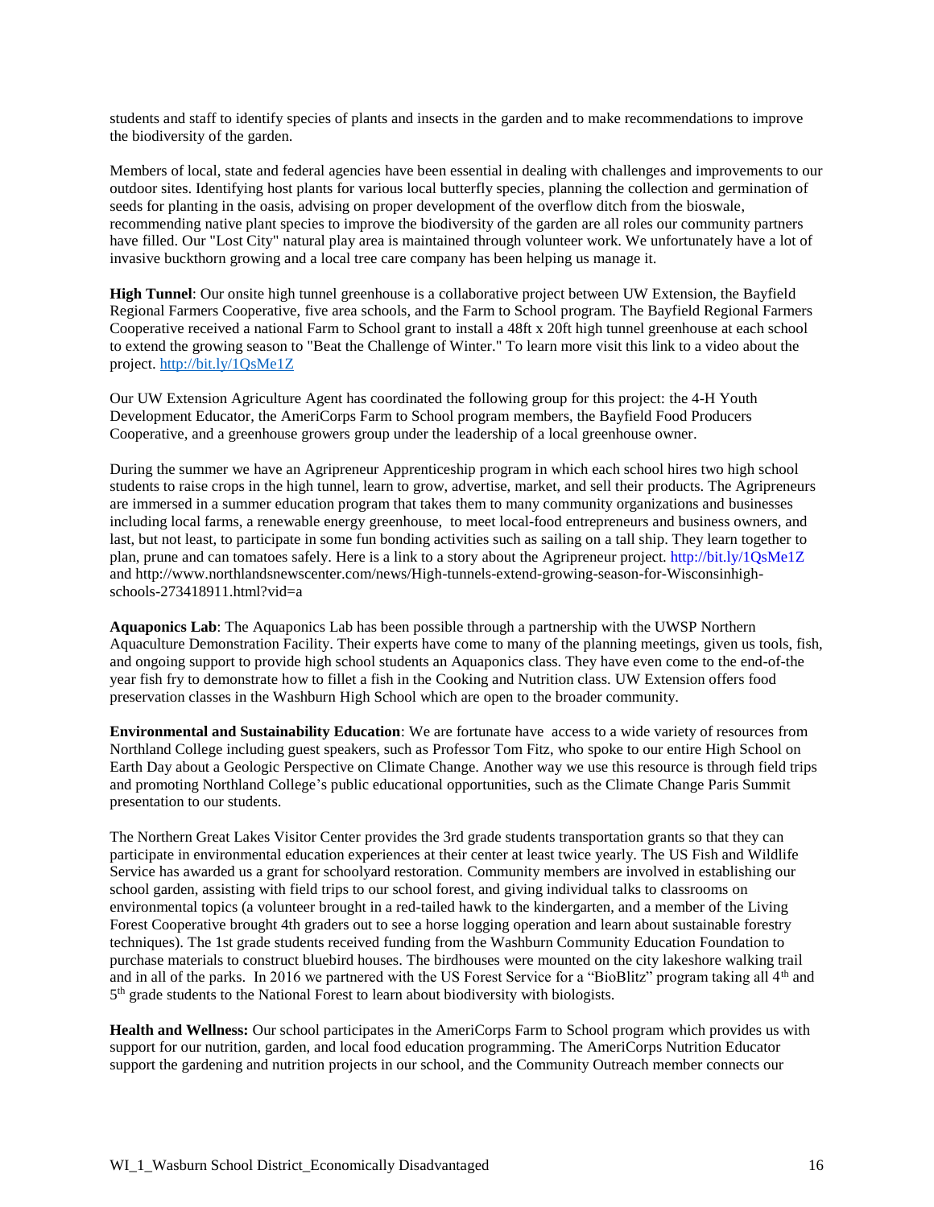students and staff to identify species of plants and insects in the garden and to make recommendations to improve the biodiversity of the garden.

Members of local, state and federal agencies have been essential in dealing with challenges and improvements to our outdoor sites. Identifying host plants for various local butterfly species, planning the collection and germination of seeds for planting in the oasis, advising on proper development of the overflow ditch from the bioswale, recommending native plant species to improve the biodiversity of the garden are all roles our community partners have filled. Our "Lost City" natural play area is maintained through volunteer work. We unfortunately have a lot of invasive buckthorn growing and a local tree care company has been helping us manage it.

**High Tunnel**: Our onsite high tunnel greenhouse is a collaborative project between UW Extension, the Bayfield Regional Farmers Cooperative, five area schools, and the Farm to School program. The Bayfield Regional Farmers Cooperative received a national Farm to School grant to install a 48ft x 20ft high tunnel greenhouse at each school to extend the growing season to "Beat the Challenge of Winter." To learn more visit this link to a video about the project. http://bit.ly/1QsMe1Z

Our UW Extension Agriculture Agent has coordinated the following group for this project: the 4-H Youth Development Educator, the AmeriCorps Farm to School program members, the Bayfield Food Producers Cooperative, and a greenhouse growers group under the leadership of a local greenhouse owner.

During the summer we have an Agripreneur Apprenticeship program in which each school hires two high school students to raise crops in the high tunnel, learn to grow, advertise, market, and sell their products. The Agripreneurs are immersed in a summer education program that takes them to many community organizations and businesses including local farms, a renewable energy greenhouse, to meet local-food entrepreneurs and business owners, and last, but not least, to participate in some fun bonding activities such as sailing on a tall ship. They learn together to plan, prune and can tomatoes safely. Here is a link to a story about the Agripreneur project. http://bit.ly/1QsMe1Z and http://www.northlandsnewscenter.com/news/High-tunnels-extend-growing-season-for-Wisconsinhigh-schools-273418911.html?vid=a

**Aquaponics Lab**: The Aquaponics Lab has been possible through a partnership with the UWSP Northern Aquaculture Demonstration Facility. Their experts have come to many of the planning meetings, given us tools, fish, and ongoing support to provide high school students an Aquaponics class. They have even come to the end-of-the year fish fry to demonstrate how to fillet a fish in the Cooking and Nutrition class. UW Extension offers food preservation classes in the Washburn High School which are open to the broader community.

**Environmental and Sustainability Education**: We are fortunate have access to a wide variety of resources from Northland College including guest speakers, such as Professor Tom Fitz, who spoke to our entire High School on Earth Day about a Geologic Perspective on Climate Change. Another way we use this resource is through field trips and promoting Northland College's public educational opportunities, such as the Climate Change Paris Summit presentation to our students.

The Northern Great Lakes Visitor Center provides the 3rd grade students transportation grants so that they can participate in environmental education experiences at their center at least twice yearly. The US Fish and Wildlife Service has awarded us a grant for schoolyard restoration. Community members are involved in establishing our school garden, assisting with field trips to our school forest, and giving individual talks to classrooms on environmental topics (a volunteer brought in a red-tailed hawk to the kindergarten, and a member of the Living Forest Cooperative brought 4th graders out to see a horse logging operation and learn about sustainable forestry techniques). The 1st grade students received funding from the Washburn Community Education Foundation to purchase materials to construct bluebird houses. The birdhouses were mounted on the city lakeshore walking trail and in all of the parks. In 2016 we partnered with the US Forest Service for a "BioBlitz" program taking all 4th and 5th grade students to the National Forest to learn about biodiversity with biologists.

**Health and Wellness:** Our school participates in the AmeriCorps Farm to School program which provides us with support for our nutrition, garden, and local food education programming. The AmeriCorps Nutrition Educator support the gardening and nutrition projects in our school, and the Community Outreach member connects our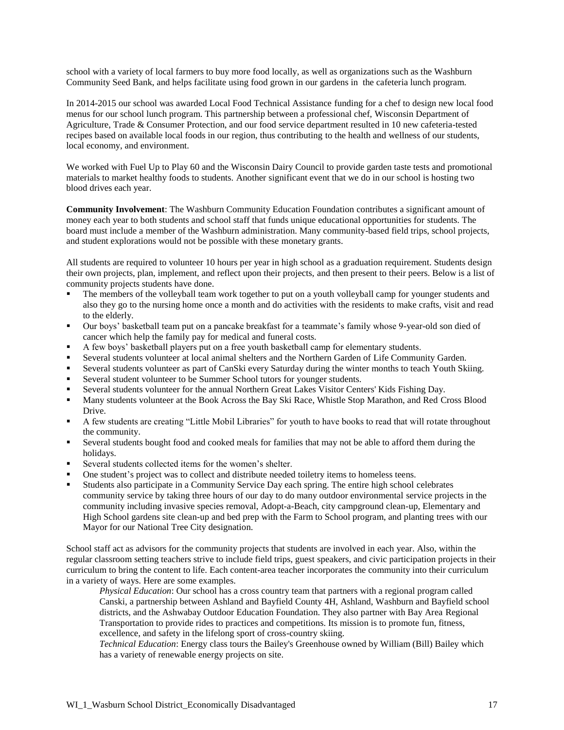school with a variety of local farmers to buy more food locally, as well as organizations such as the Washburn Community Seed Bank, and helps facilitate using food grown in our gardens in the cafeteria lunch program.

In 2014-2015 our school was awarded Local Food Technical Assistance funding for a chef to design new local food menus for our school lunch program. This partnership between a professional chef, Wisconsin Department of Agriculture, Trade & Consumer Protection, and our food service department resulted in 10 new cafeteria-tested recipes based on available local foods in our region, thus contributing to the health and wellness of our students, local economy, and environment.

We worked with Fuel Up to Play 60 and the Wisconsin Dairy Council to provide garden taste tests and promotional materials to market healthy foods to students. Another significant event that we do in our school is hosting two blood drives each year.

**Community Involvement**: The Washburn Community Education Foundation contributes a significant amount of money each year to both students and school staff that funds unique educational opportunities for students. The board must include a member of the Washburn administration. Many community-based field trips, school projects, and student explorations would not be possible with these monetary grants.

All students are required to volunteer 10 hours per year in high school as a graduation requirement. Students design their own projects, plan, implement, and reflect upon their projects, and then present to their peers. Below is a list of community projects students have done.

- The members of the volleyball team work together to put on a youth volleyball camp for younger students and also they go to the nursing home once a month and do activities with the residents to make crafts, visit and read to the elderly.
- Our boys' basketball team put on a pancake breakfast for a teammate's family whose 9-year-old son died of cancer which help the family pay for medical and funeral costs.
- A few boys' basketball players put on a free youth basketball camp for elementary students.
- Several students volunteer at local animal shelters and the Northern Garden of Life Community Garden.
- Several students volunteer as part of CanSki every Saturday during the winter months to teach Youth Skiing.
- Several student volunteer to be Summer School tutors for younger students.
- Several students volunteer for the annual Northern Great Lakes Visitor Centers' Kids Fishing Day.
- Many students volunteer at the Book Across the Bay Ski Race, Whistle Stop Marathon, and Red Cross Blood Drive.
- A few students are creating "Little Mobil Libraries" for youth to have books to read that will rotate throughout the community.
- Several students bought food and cooked meals for families that may not be able to afford them during the holidays.
- Several students collected items for the women's shelter.
- One student's project was to collect and distribute needed toiletry items to homeless teens.
- Students also participate in a Community Service Day each spring. The entire high school celebrates community service by taking three hours of our day to do many outdoor environmental service projects in the community including invasive species removal, Adopt-a-Beach, city campground clean-up, Elementary and High School gardens site clean-up and bed prep with the Farm to School program, and planting trees with our Mayor for our National Tree City designation.

School staff act as advisors for the community projects that students are involved in each year. Also, within the regular classroom setting teachers strive to include field trips, guest speakers, and civic participation projects in their curriculum to bring the content to life. Each content-area teacher incorporates the community into their curriculum in a variety of ways. Here are some examples.

*Physical Education*: Our school has a cross country team that partners with a regional program called Canski, a partnership between Ashland and Bayfield County 4H, Ashland, Washburn and Bayfield school districts, and the Ashwabay Outdoor Education Foundation. They also partner with Bay Area Regional Transportation to provide rides to practices and competitions. Its mission is to promote fun, fitness, excellence, and safety in the lifelong sport of cross-country skiing.

*Technical Education*: Energy class tours the Bailey's Greenhouse owned by William (Bill) Bailey which has a variety of renewable energy projects on site.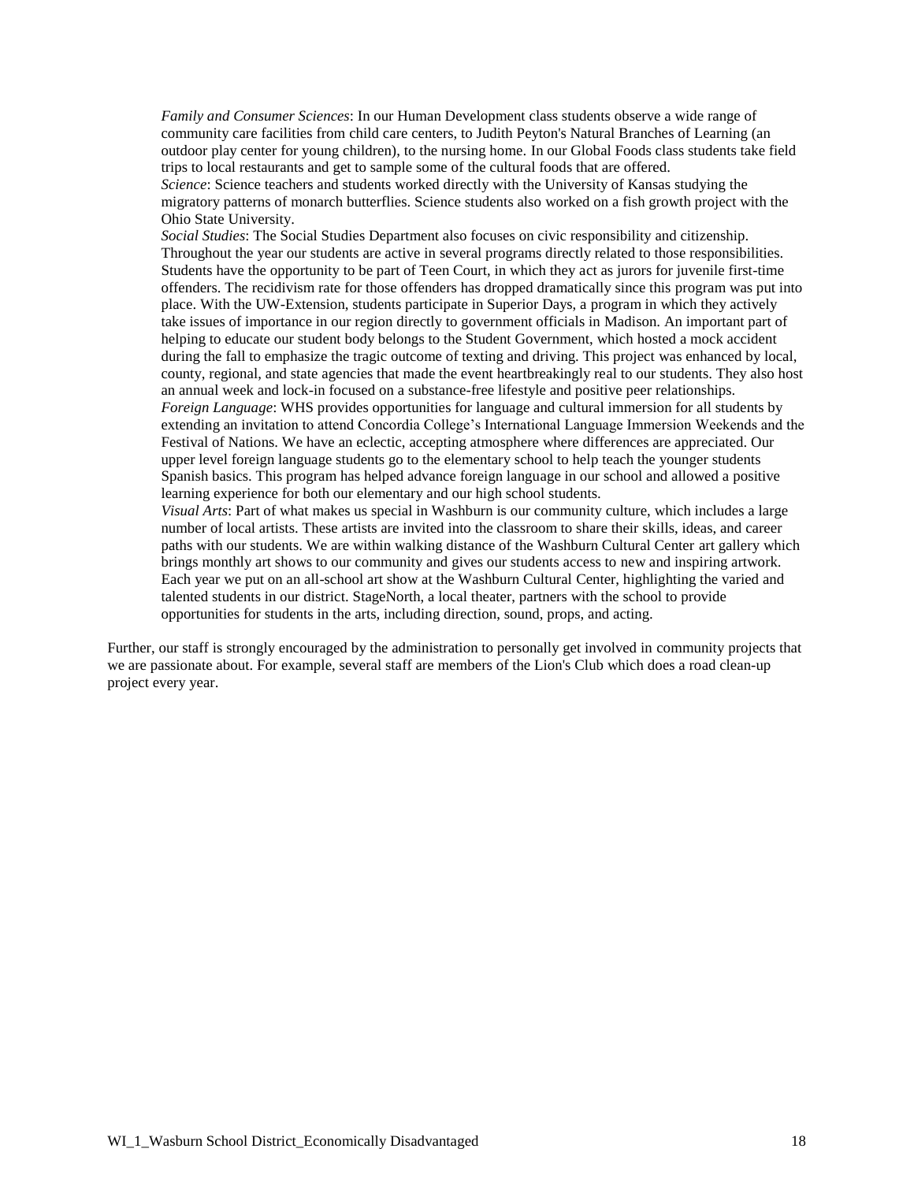*Family and Consumer Sciences*: In our Human Development class students observe a wide range of community care facilities from child care centers, to Judith Peyton's Natural Branches of Learning (an outdoor play center for young children), to the nursing home. In our Global Foods class students take field trips to local restaurants and get to sample some of the cultural foods that are offered.

*Science*: Science teachers and students worked directly with the University of Kansas studying the migratory patterns of monarch butterflies. Science students also worked on a fish growth project with the Ohio State University.

*Social Studies*: The Social Studies Department also focuses on civic responsibility and citizenship. Throughout the year our students are active in several programs directly related to those responsibilities. Students have the opportunity to be part of Teen Court, in which they act as jurors for juvenile first-time offenders. The recidivism rate for those offenders has dropped dramatically since this program was put into place. With the UW-Extension, students participate in Superior Days, a program in which they actively take issues of importance in our region directly to government officials in Madison. An important part of helping to educate our student body belongs to the Student Government, which hosted a mock accident during the fall to emphasize the tragic outcome of texting and driving. This project was enhanced by local, county, regional, and state agencies that made the event heartbreakingly real to our students. They also host an annual week and lock-in focused on a substance-free lifestyle and positive peer relationships.

*Foreign Language*: WHS provides opportunities for language and cultural immersion for all students by extending an invitation to attend Concordia College's International Language Immersion Weekends and the Festival of Nations. We have an eclectic, accepting atmosphere where differences are appreciated. Our upper level foreign language students go to the elementary school to help teach the younger students Spanish basics. This program has helped advance foreign language in our school and allowed a positive learning experience for both our elementary and our high school students.

*Visual Arts*: Part of what makes us special in Washburn is our community culture, which includes a large number of local artists. These artists are invited into the classroom to share their skills, ideas, and career paths with our students. We are within walking distance of the Washburn Cultural Center art gallery which brings monthly art shows to our community and gives our students access to new and inspiring artwork. Each year we put on an all-school art show at the Washburn Cultural Center, highlighting the varied and talented students in our district. StageNorth, a local theater, partners with the school to provide opportunities for students in the arts, including direction, sound, props, and acting.

Further, our staff is strongly encouraged by the administration to personally get involved in community projects that we are passionate about. For example, several staff are members of the Lion's Club which does a road clean-up project every year.